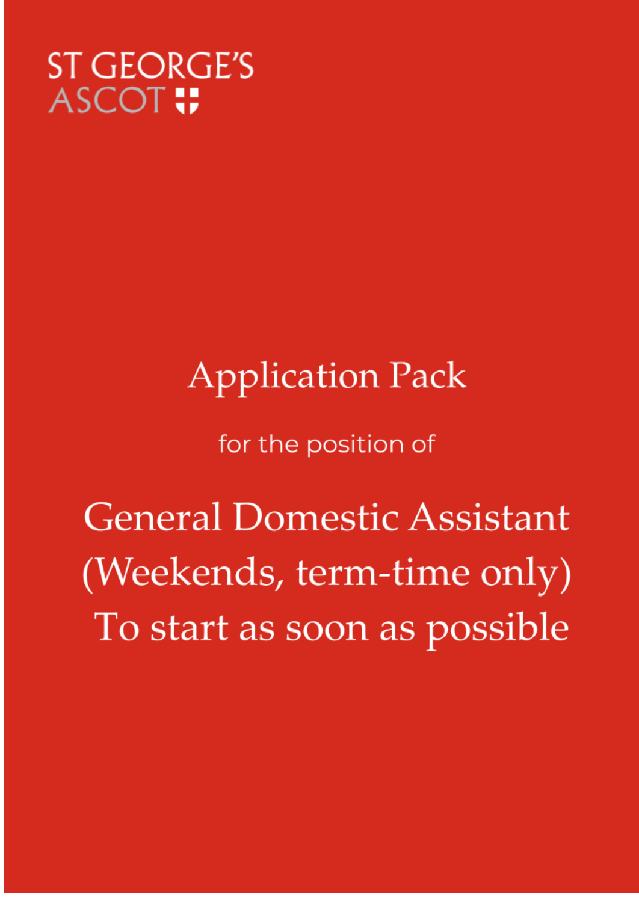ST GEORGE'S
ASCOT

# Application Pack

for the position of

# General Domestic Assistant (Weekends, term-time only)

# To start as soon as possible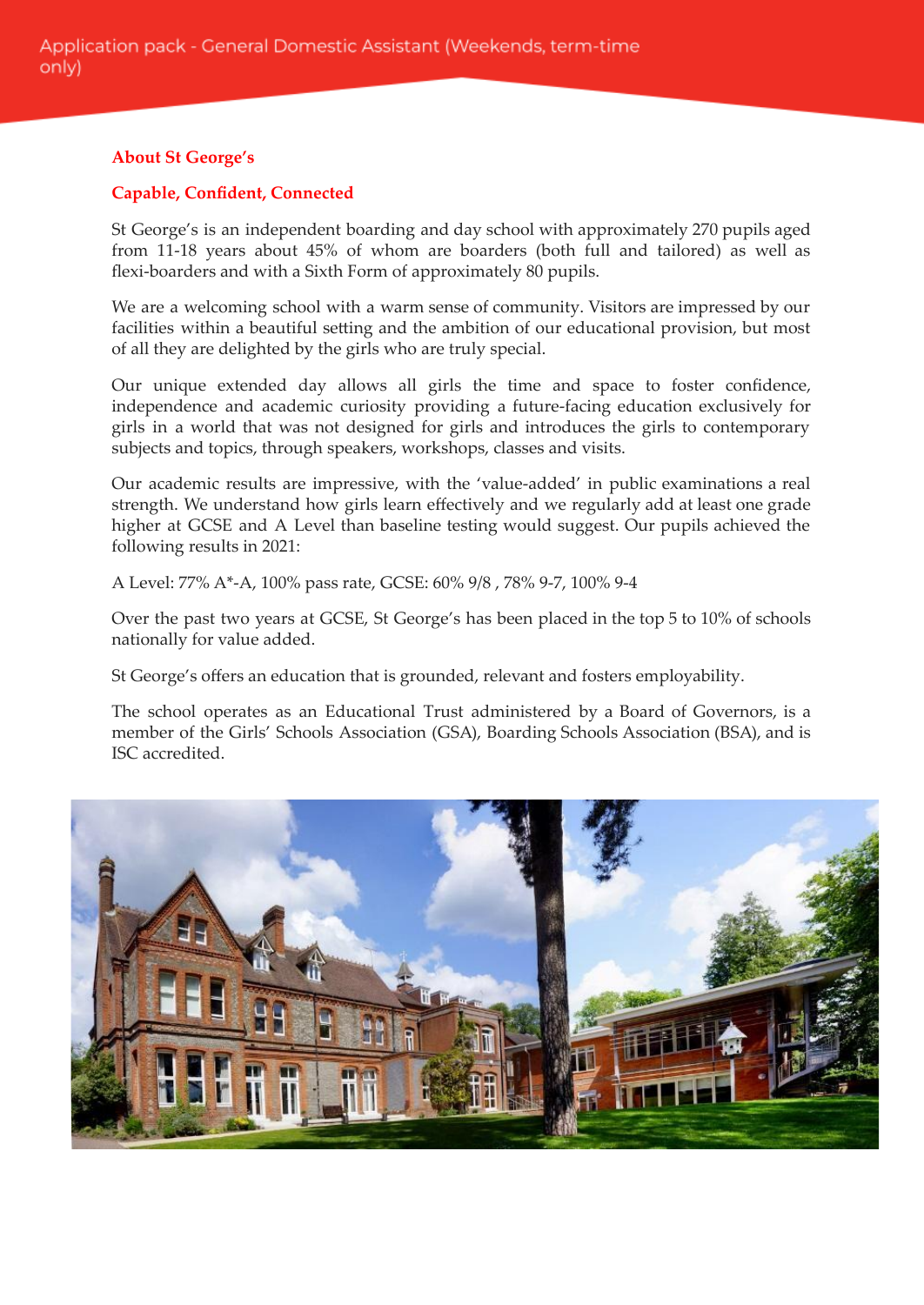## About St George's

### Capable, Confident, Connected

St George's is an independent boarding and day school with approximately 270 pupils aged from 11-18 years about 45% of whom are boarders (both full and tailored) as well as flexi-boarders and with a Sixth Form of approximately 80 pupils.

We are a welcoming school with a warm sense of community. Visitors are impressed by our facilities within a beautiful setting and the ambition of our educational provision, but most of all they are delighted by the girls who are truly special.

Our unique extended day allows all girls the time and space to foster confidence, independence and academic curiosity providing a future-facing education exclusively for girls in a world that was not designed for girls and introduces the girls to contemporary subjects and topics, through speakers, workshops, classes and visits.

Our academic results are impressive, with the 'value-added' in public examinations a real strength. We understand how girls learn effectively and we regularly add at least one grade higher at GCSE and A Level than baseline testing would suggest. Our pupils achieved the following results in 2021:

A Level: 77% A*-A, 100% pass rate, GCSE: 60% 9/8 , 78% 9-7, 100% 9-4

Over the past two years at GCSE, St George's has been placed in the top 5 to 10% of schools nationally for value added.

St George's offers an education that is grounded, relevant and fosters employability.

The school operates as an Educational Trust administered by a Board of Governors, is a member of the Girls' Schools Association (GSA), Boarding Schools Association (BSA), and is ISC accredited.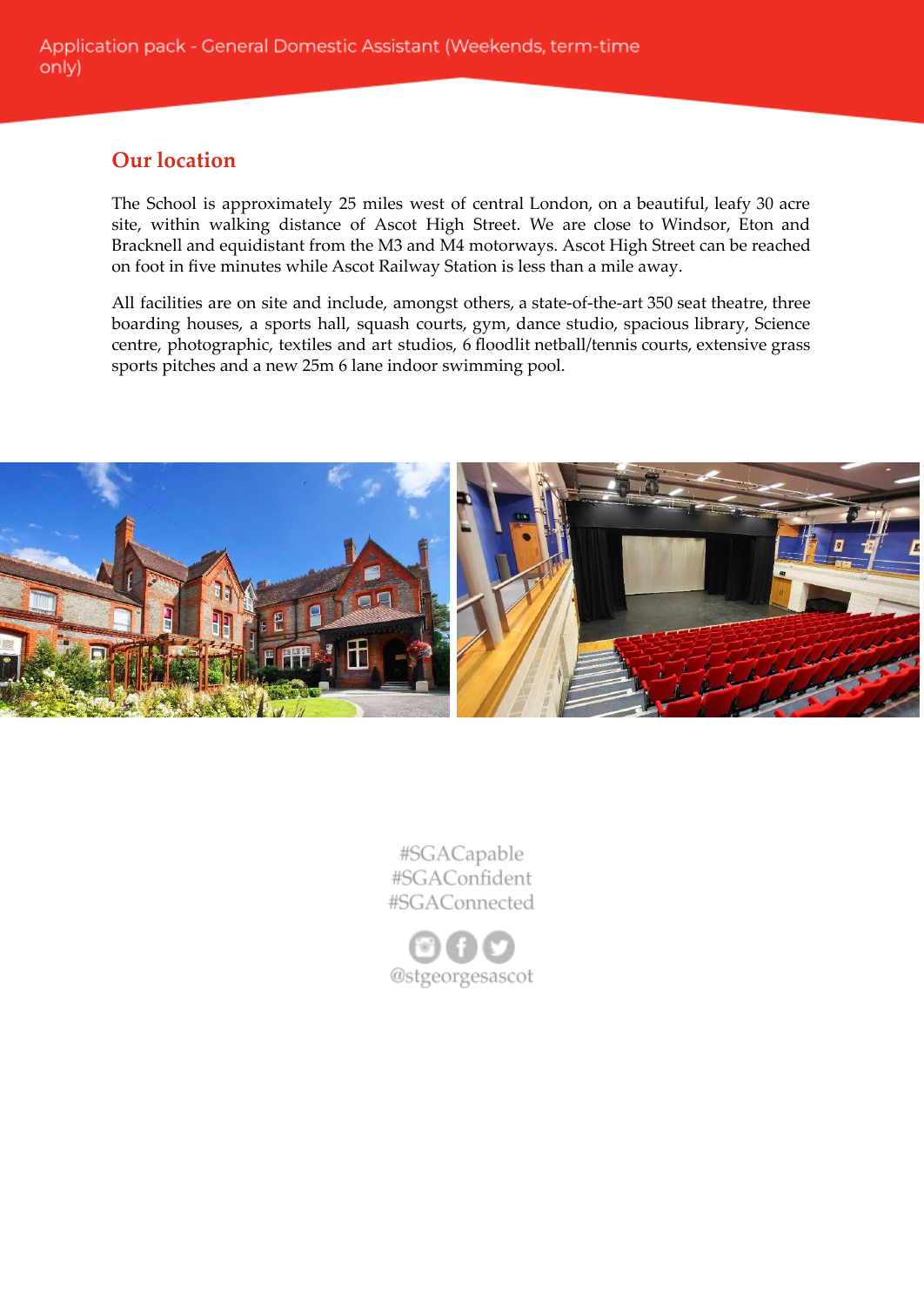## Our location

The School is approximately 25 miles west of central London, on a beautiful, leafy 30 acre site, within walking distance of Ascot High Street. We are close to Windsor, Eton and Bracknell and equidistant from the M3 and M4 motorways. Ascot High Street can be reached on foot in five minutes while Ascot Railway Station is less than a mile away.

All facilities are on site and include, amongst others, a state-of-the-art 350 seat theatre, three boarding houses, a sports hall, squash courts, gym, dance studio, spacious library, Science centre, photographic, textiles and art studios, 6 floodlit netball/tennis courts, extensive grass sports pitches and a new 25m 6 lane indoor swimming pool.

#SGACapable
#SGAConfident
#SGAConnected

@stgeorgesascot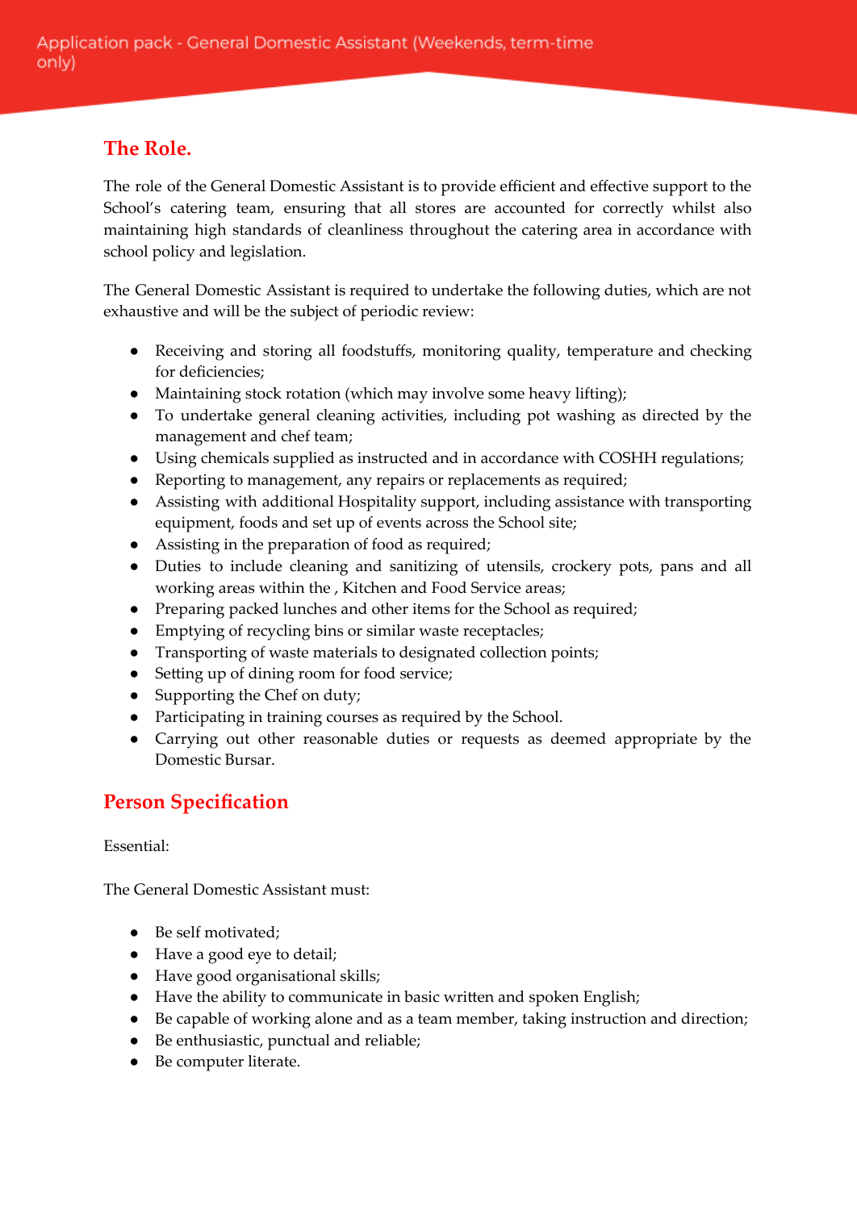## The Role.

The role of the General Domestic Assistant is to provide efficient and effective support to the School's catering team, ensuring that all stores are accounted for correctly whilst also maintaining high standards of cleanliness throughout the catering area in accordance with school policy and legislation.

The General Domestic Assistant is required to undertake the following duties, which are not exhaustive and will be the subject of periodic review:

- Receiving and storing all foodstuffs, monitoring quality, temperature and checking for deficiencies;
- Maintaining stock rotation (which may involve some heavy lifting);
- To undertake general cleaning activities, including pot washing as directed by the management and chef team;
- Using chemicals supplied as instructed and in accordance with COSHH regulations;
- Reporting to management, any repairs or replacements as required;
- Assisting with additional Hospitality support, including assistance with transporting equipment, foods and set up of events across the School site;
- Assisting in the preparation of food as required;
- Duties to include cleaning and sanitizing of utensils, crockery pots, pans and all working areas within the , Kitchen and Food Service areas;
- Preparing packed lunches and other items for the School as required;
- Emptying of recycling bins or similar waste receptacles;
- Transporting of waste materials to designated collection points;
- Setting up of dining room for food service;
- Supporting the Chef on duty;
- Participating in training courses as required by the School.
- Carrying out other reasonable duties or requests as deemed appropriate by the Domestic Bursar.

## Person Specification

Essential:

The General Domestic Assistant must:

- Be self motivated;
- Have a good eye to detail;
- Have good organisational skills;
- Have the ability to communicate in basic written and spoken English;
- Be capable of working alone and as a team member, taking instruction and direction;
- Be enthusiastic, punctual and reliable;
- Be computer literate.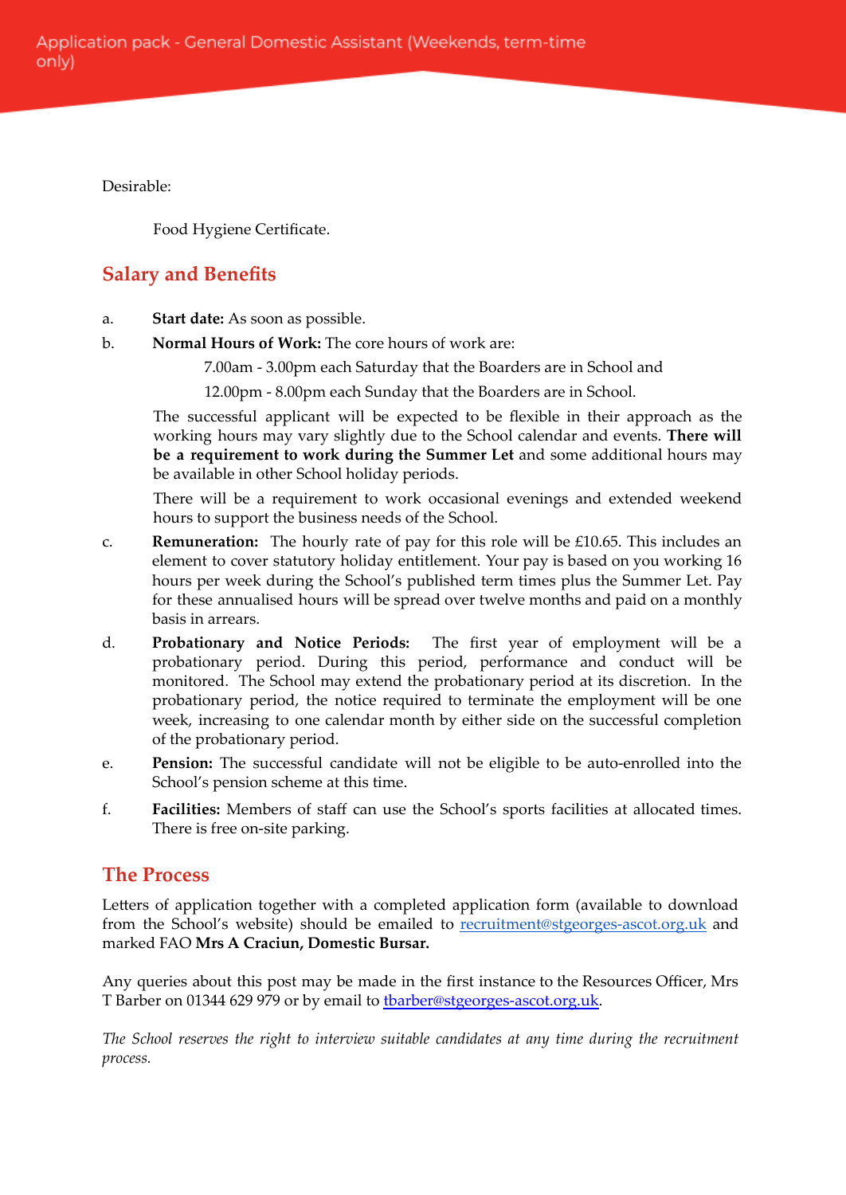Desirable:

Food Hygiene Certificate.

## Salary and Benefits

a. **Start date:** As soon as possible.

b. **Normal Hours of Work:** The core hours of work are:

 7.00am - 3.00pm each Saturday that the Boarders are in School and

 12.00pm - 8.00pm each Sunday that the Boarders are in School.

 The successful applicant will be expected to be flexible in their approach as the working hours may vary slightly due to the School calendar and events. **There will be a requirement to work during the Summer Let** and some additional hours may be available in other School holiday periods.

 There will be a requirement to work occasional evenings and extended weekend hours to support the business needs of the School.

c. **Remuneration:** The hourly rate of pay for this role will be £10.65. This includes an element to cover statutory holiday entitlement. Your pay is based on you working 16 hours per week during the School's published term times plus the Summer Let. Pay for these annualised hours will be spread over twelve months and paid on a monthly basis in arrears.

d. **Probationary and Notice Periods:** The first year of employment will be a probationary period. During this period, performance and conduct will be monitored. The School may extend the probationary period at its discretion. In the probationary period, the notice required to terminate the employment will be one week, increasing to one calendar month by either side on the successful completion of the probationary period.

e. **Pension:** The successful candidate will not be eligible to be auto-enrolled into the School's pension scheme at this time.

f. **Facilities:** Members of staff can use the School's sports facilities at allocated times. There is free on-site parking.

## The Process

Letters of application together with a completed application form (available to download from the School's website) should be emailed to recruitment@stgeorges-ascot.org.uk and marked FAO **Mrs A Craciun, Domestic Bursar.**

Any queries about this post may be made in the first instance to the Resources Officer, Mrs T Barber on 01344 629 979 or by email to tbarber@stgeorges-ascot.org.uk.

*The School reserves the right to interview suitable candidates at any time during the recruitment process.*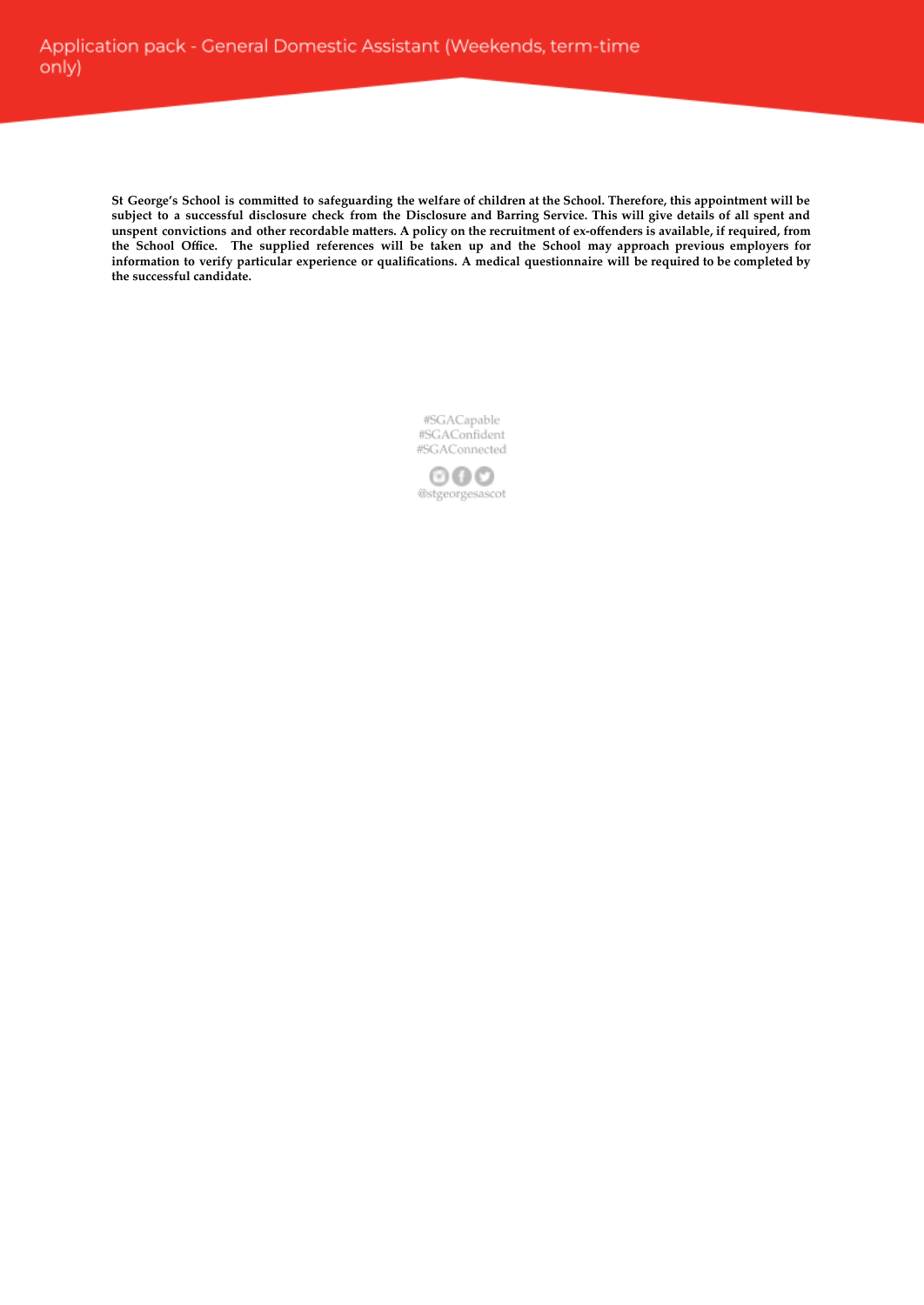**St George's School is committed to safeguarding the welfare of children at the School. Therefore, this appointment will be subject to a successful disclosure check from the Disclosure and Barring Service. This will give details of all spent and unspent convictions and other recordable matters. A policy on the recruitment of ex-offenders is available, if required, from the School Office. The supplied references will be taken up and the School may approach previous employers for information to verify particular experience or qualifications. A medical questionnaire will be required to be completed by the successful candidate.**

#SGACapable
#SGAConfident
#SGAConnected

@stgeorgesascot